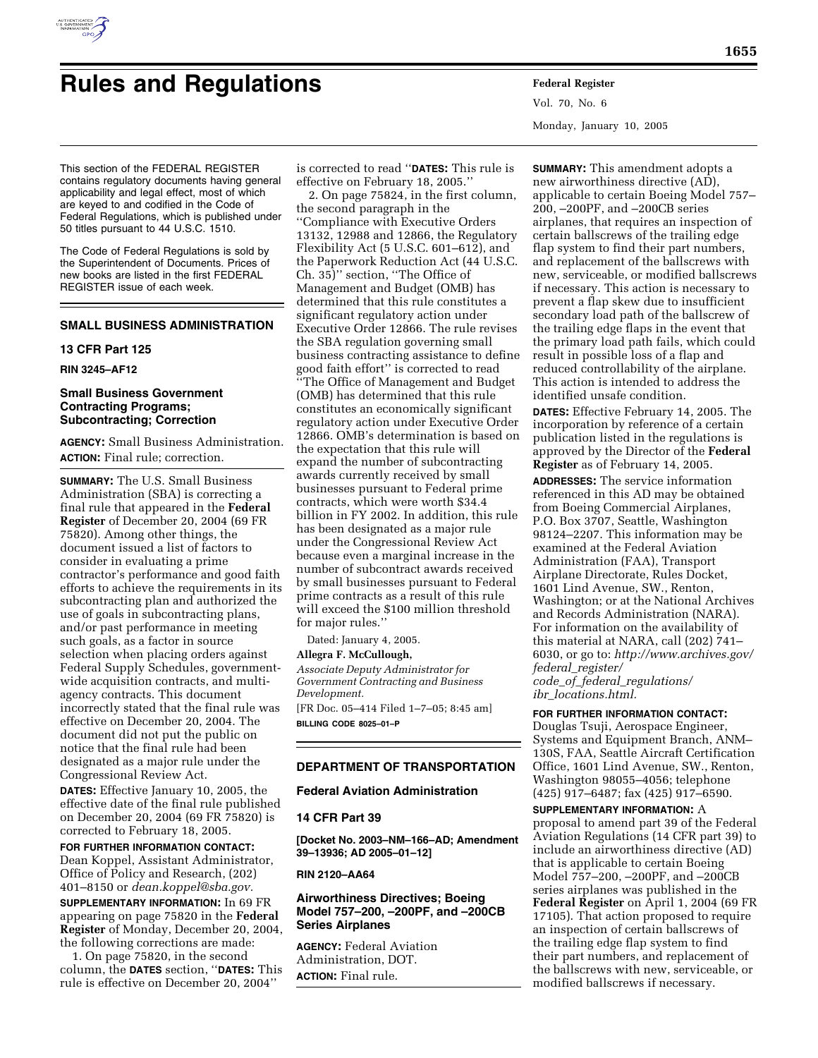# Rules and Regulations

This section of the FEDERAL REGISTER contains regulatory documents having general applicability and legal effect, most of which are keyed to and codified in the Code of Federal Regulations, which is published under 50 titles pursuant to 44 U.S.C. 1510.

The Code of Federal Regulations is sold by the Superintendent of Documents. Prices of new books are listed in the first FEDERAL REGISTER issue of each week.

## SMALL BUSINESS ADMINISTRATION

### 13 CFR Part 125

**RIN 3245–AF12**

### Small Business Government Contracting Programs; Subcontracting; Correction

**AGENCY:** Small Business Administration.

**ACTION:** Final rule; correction.

**SUMMARY:** The U.S. Small Business Administration (SBA) is correcting a final rule that appeared in the **Federal Register** of December 20, 2004 (69 FR 75820). Among other things, the document issued a list of factors to consider in evaluating a prime contractor's performance and good faith efforts to achieve the requirements in its subcontracting plan and authorized the use of goals in subcontracting plans, and/or past performance in meeting such goals, as a factor in source selection when placing orders against Federal Supply Schedules, government-wide acquisition contracts, and multi-agency contracts. This document incorrectly stated that the final rule was effective on December 20, 2004. The document did not put the public on notice that the final rule had been designated as a major rule under the Congressional Review Act.

**DATES:** Effective January 10, 2005, the effective date of the final rule published on December 20, 2004 (69 FR 75820) is corrected to February 18, 2005.

**FOR FURTHER INFORMATION CONTACT:** Dean Koppel, Assistant Administrator, Office of Policy and Research, (202) 401–8150 or *dean.koppel@sba.gov.*

**SUPPLEMENTARY INFORMATION:** In 69 FR appearing on page 75820 in the **Federal Register** of Monday, December 20, 2004, the following corrections are made:

1. On page 75820, in the second column, the **DATES** section, ''**DATES:** This rule is effective on December 20, 2004'' is corrected to read ''**DATES:** This rule is effective on February 18, 2005.''

2. On page 75824, in the first column, the second paragraph in the ''Compliance with Executive Orders 13132, 12988 and 12866, the Regulatory Flexibility Act (5 U.S.C. 601–612), and the Paperwork Reduction Act (44 U.S.C. Ch. 35)'' section, ''The Office of Management and Budget (OMB) has determined that this rule constitutes a significant regulatory action under Executive Order 12866. The rule revises the SBA regulation governing small business contracting assistance to define good faith effort'' is corrected to read ''The Office of Management and Budget (OMB) has determined that this rule constitutes an economically significant regulatory action under Executive Order 12866. OMB's determination is based on the expectation that this rule will expand the number of subcontracting awards currently received by small businesses pursuant to Federal prime contracts, which were worth $34.4 billion in FY 2002. In addition, this rule has been designated as a major rule under the Congressional Review Act because even a marginal increase in the number of subcontract awards received by small businesses pursuant to Federal prime contracts as a result of this rule will exceed the $100 million threshold for major rules.''

Dated: January 4, 2005.

**Allegra F. McCullough,**

*Associate Deputy Administrator for Government Contracting and Business Development.*

[FR Doc. 05–414 Filed 1–7–05; 8:45 am]

**BILLING CODE 8025–01–P**

## DEPARTMENT OF TRANSPORTATION

### Federal Aviation Administration

### 14 CFR Part 39

**[Docket No. 2003–NM–166–AD; Amendment 39–13936; AD 2005–01–12]**

**RIN 2120–AA64**

### Airworthiness Directives; Boeing Model 757–200, –200PF, and –200CB Series Airplanes

**AGENCY:** Federal Aviation Administration, DOT.

**ACTION:** Final rule.

**SUMMARY:** This amendment adopts a new airworthiness directive (AD), applicable to certain Boeing Model 757–200, –200PF, and –200CB series airplanes, that requires an inspection of certain ballscrews of the trailing edge flap system to find their part numbers, and replacement of the ballscrews with new, serviceable, or modified ballscrews if necessary. This action is necessary to prevent a flap skew due to insufficient secondary load path of the ballscrew of the trailing edge flaps in the event that the primary load path fails, which could result in possible loss of a flap and reduced controllability of the airplane. This action is intended to address the identified unsafe condition.

**DATES:** Effective February 14, 2005. The incorporation by reference of a certain publication listed in the regulations is approved by the Director of the **Federal Register** as of February 14, 2005.

**ADDRESSES:** The service information referenced in this AD may be obtained from Boeing Commercial Airplanes, P.O. Box 3707, Seattle, Washington 98124–2207. This information may be examined at the Federal Aviation Administration (FAA), Transport Airplane Directorate, Rules Docket, 1601 Lind Avenue, SW., Renton, Washington; or at the National Archives and Records Administration (NARA). For information on the availability of this material at NARA, call (202) 741–6030, or go to: *http://www.archives.gov/federal_register/code_of_federal_regulations/ibr_locations.html.*

**FOR FURTHER INFORMATION CONTACT:** Douglas Tsuji, Aerospace Engineer, Systems and Equipment Branch, ANM–130S, FAA, Seattle Aircraft Certification Office, 1601 Lind Avenue, SW., Renton, Washington 98055–4056; telephone (425) 917–6487; fax (425) 917–6590.

**SUPPLEMENTARY INFORMATION:** A proposal to amend part 39 of the Federal Aviation Regulations (14 CFR part 39) to include an airworthiness directive (AD) that is applicable to certain Boeing Model 757–200, –200PF, and –200CB series airplanes was published in the **Federal Register** on April 1, 2004 (69 FR 17105). That action proposed to require an inspection of certain ballscrews of the trailing edge flap system to find their part numbers, and replacement of the ballscrews with new, serviceable, or modified ballscrews if necessary.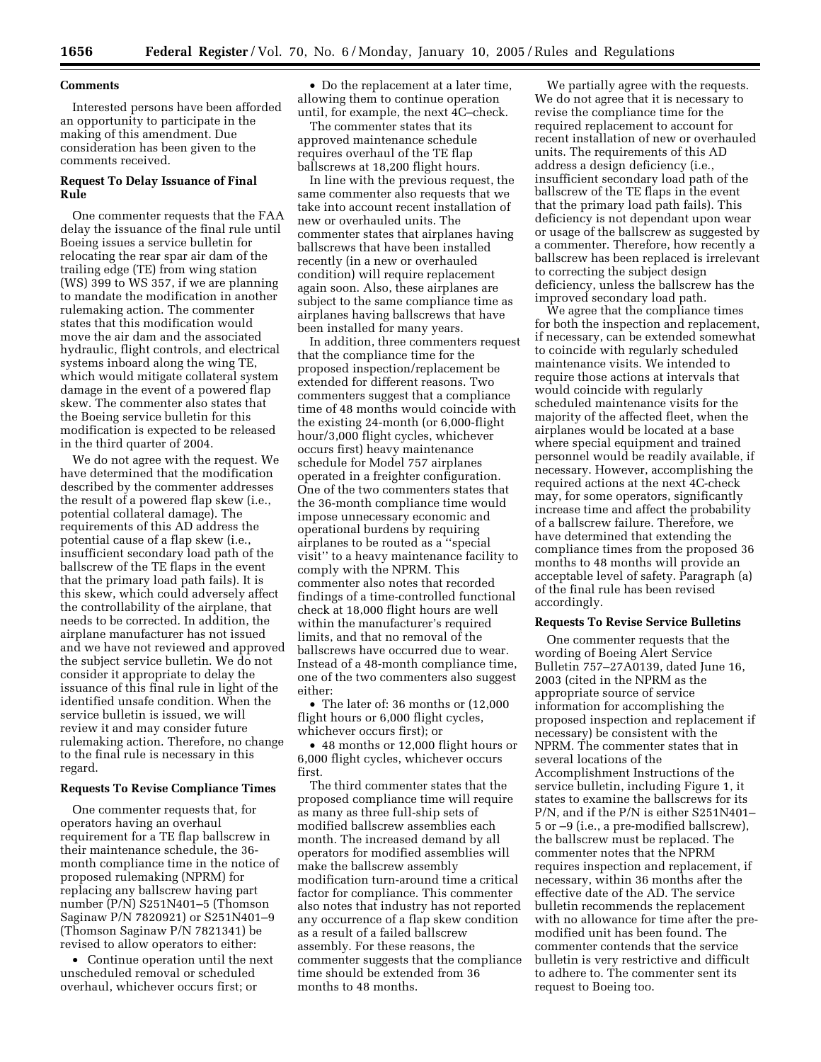### Comments

Interested persons have been afforded an opportunity to participate in the making of this amendment. Due consideration has been given to the comments received.

### Request To Delay Issuance of Final Rule

One commenter requests that the FAA delay the issuance of the final rule until Boeing issues a service bulletin for relocating the rear spar air dam of the trailing edge (TE) from wing station (WS) 399 to WS 357, if we are planning to mandate the modification in another rulemaking action. The commenter states that this modification would move the air dam and the associated hydraulic, flight controls, and electrical systems inboard along the wing TE, which would mitigate collateral system damage in the event of a powered flap skew. The commenter also states that the Boeing service bulletin for this modification is expected to be released in the third quarter of 2004.

We do not agree with the request. We have determined that the modification described by the commenter addresses the result of a powered flap skew (i.e., potential collateral damage). The requirements of this AD address the potential cause of a flap skew (i.e., insufficient secondary load path of the ballscrew of the TE flaps in the event that the primary load path fails). It is this skew, which could adversely affect the controllability of the airplane, that needs to be corrected. In addition, the airplane manufacturer has not issued and we have not reviewed and approved the subject service bulletin. We do not consider it appropriate to delay the issuance of this final rule in light of the identified unsafe condition. When the service bulletin is issued, we will review it and may consider future rulemaking action. Therefore, no change to the final rule is necessary in this regard.

### Requests To Revise Compliance Times

One commenter requests that, for operators having an overhaul requirement for a TE flap ballscrew in their maintenance schedule, the 36-month compliance time in the notice of proposed rulemaking (NPRM) for replacing any ballscrew having part number (P/N) S251N401–5 (Thomson Saginaw P/N 7820921) or S251N401–9 (Thomson Saginaw P/N 7821341) be revised to allow operators to either:

- Continue operation until the next unscheduled removal or scheduled overhaul, whichever occurs first; or
- Do the replacement at a later time, allowing them to continue operation until, for example, the next 4C–check.

The commenter states that its approved maintenance schedule requires overhaul of the TE flap ballscrews at 18,200 flight hours.

In line with the previous request, the same commenter also requests that we take into account recent installation of new or overhauled units. The commenter states that airplanes having ballscrews that have been installed recently (in a new or overhauled condition) will require replacement again soon. Also, these airplanes are subject to the same compliance time as airplanes having ballscrews that have been installed for many years.

In addition, three commenters request that the compliance time for the proposed inspection/replacement be extended for different reasons. Two commenters suggest that a compliance time of 48 months would coincide with the existing 24-month (or 6,000-flight hour/3,000 flight cycles, whichever occurs first) heavy maintenance schedule for Model 757 airplanes operated in a freighter configuration. One of the two commenters states that the 36-month compliance time would impose unnecessary economic and operational burdens by requiring airplanes to be routed as a "special visit" to a heavy maintenance facility to comply with the NPRM. This commenter also notes that recorded findings of a time-controlled functional check at 18,000 flight hours are well within the manufacturer's required limits, and that no removal of the ballscrews have occurred due to wear. Instead of a 48-month compliance time, one of the two commenters also suggest either:

- The later of: 36 months or (12,000 flight hours or 6,000 flight cycles, whichever occurs first); or
- 48 months or 12,000 flight hours or 6,000 flight cycles, whichever occurs first.

The third commenter states that the proposed compliance time will require as many as three full-ship sets of modified ballscrew assemblies each month. The increased demand by all operators for modified assemblies will make the ballscrew assembly modification turn-around time a critical factor for compliance. This commenter also notes that industry has not reported any occurrence of a flap skew condition as a result of a failed ballscrew assembly. For these reasons, the commenter suggests that the compliance time should be extended from 36 months to 48 months.

We partially agree with the requests. We do not agree that it is necessary to revise the compliance time for the required replacement to account for recent installation of new or overhauled units. The requirements of this AD address a design deficiency (i.e., insufficient secondary load path of the ballscrew of the TE flaps in the event that the primary load path fails). This deficiency is not dependant upon wear or usage of the ballscrew as suggested by a commenter. Therefore, how recently a ballscrew has been replaced is irrelevant to correcting the subject design deficiency, unless the ballscrew has the improved secondary load path.

We agree that the compliance times for both the inspection and replacement, if necessary, can be extended somewhat to coincide with regularly scheduled maintenance visits. We intended to require those actions at intervals that would coincide with regularly scheduled maintenance visits for the majority of the affected fleet, when the airplanes would be located at a base where special equipment and trained personnel would be readily available, if necessary. However, accomplishing the required actions at the next 4C-check may, for some operators, significantly increase time and affect the probability of a ballscrew failure. Therefore, we have determined that extending the compliance times from the proposed 36 months to 48 months will provide an acceptable level of safety. Paragraph (a) of the final rule has been revised accordingly.

### Requests To Revise Service Bulletins

One commenter requests that the wording of Boeing Alert Service Bulletin 757–27A0139, dated June 16, 2003 (cited in the NPRM as the appropriate source of service information for accomplishing the proposed inspection and replacement if necessary) be consistent with the NPRM. The commenter states that in several locations of the Accomplishment Instructions of the service bulletin, including Figure 1, it states to examine the ballscrews for its P/N, and if the P/N is either S251N401–5 or –9 (i.e., a pre-modified ballscrew), the ballscrew must be replaced. The commenter notes that the NPRM requires inspection and replacement, if necessary, within 36 months after the effective date of the AD. The service bulletin recommends the replacement with no allowance for time after the pre-modified unit has been found. The commenter contends that the service bulletin is very restrictive and difficult to adhere to. The commenter sent its request to Boeing too.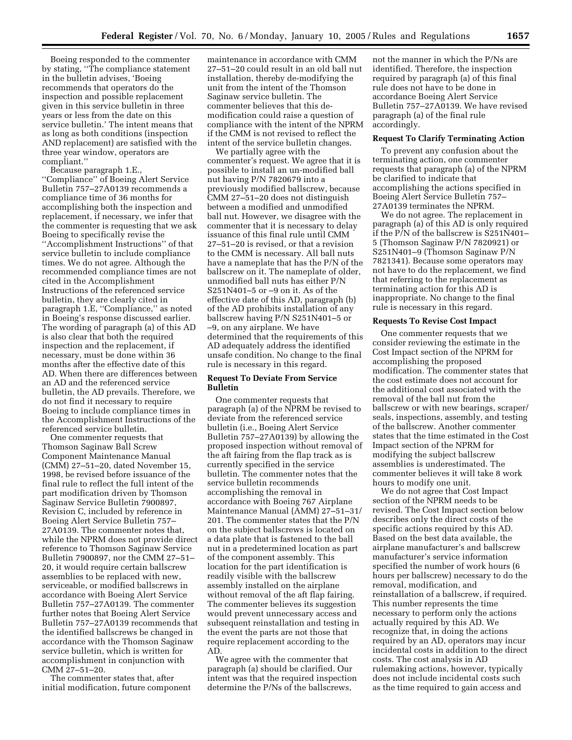Boeing responded to the commenter by stating, "The compliance statement in the bulletin advises, 'Boeing recommends that operators do the inspection and possible replacement given in this service bulletin in three years or less from the date on this service bulletin.' The intent means that as long as both conditions (inspection AND replacement) are satisfied with the three year window, operators are compliant."

Because paragraph 1.E., "Compliance" of Boeing Alert Service Bulletin 757–27A0139 recommends a compliance time of 36 months for accomplishing both the inspection and replacement, if necessary, we infer that the commenter is requesting that we ask Boeing to specifically revise the "Accomplishment Instructions" of that service bulletin to include compliance times. We do not agree. Although the recommended compliance times are not cited in the Accomplishment Instructions of the referenced service bulletin, they are clearly cited in paragraph 1.E, "Compliance," as noted in Boeing's response discussed earlier. The wording of paragraph (a) of this AD is also clear that both the required inspection and the replacement, if necessary, must be done within 36 months after the effective date of this AD. When there are differences between an AD and the referenced service bulletin, the AD prevails. Therefore, we do not find it necessary to require Boeing to include compliance times in the Accomplishment Instructions of the referenced service bulletin.

One commenter requests that Thomson Saginaw Ball Screw Component Maintenance Manual (CMM) 27–51–20, dated November 15, 1998, be revised before issuance of the final rule to reflect the full intent of the part modification driven by Thomson Saginaw Service Bulletin 7900897, Revision C, included by reference in Boeing Alert Service Bulletin 757–27A0139. The commenter notes that, while the NPRM does not provide direct reference to Thomson Saginaw Service Bulletin 7900897, nor the CMM 27–51–20, it would require certain ballscrew assemblies to be replaced with new, serviceable, or modified ballscrews in accordance with Boeing Alert Service Bulletin 757–27A0139. The commenter further notes that Boeing Alert Service Bulletin 757–27A0139 recommends that the identified ballscrews be changed in accordance with the Thomson Saginaw service bulletin, which is written for accomplishment in conjunction with CMM 27–51–20.

The commenter states that, after initial modification, future component maintenance in accordance with CMM 27–51–20 could result in an old ball nut installation, thereby de-modifying the unit from the intent of the Thomson Saginaw service bulletin. The commenter believes that this de-modification could raise a question of compliance with the intent of the NPRM if the CMM is not revised to reflect the intent of the service bulletin changes.

We partially agree with the commenter's request. We agree that it is possible to install an un-modified ball nut having P/N 7820679 into a previously modified ballscrew, because CMM 27–51–20 does not distinguish between a modified and unmodified ball nut. However, we disagree with the commenter that it is necessary to delay issuance of this final rule until CMM 27–51–20 is revised, or that a revision to the CMM is necessary. All ball nuts have a nameplate that has the P/N of the ballscrew on it. The nameplate of older, unmodified ball nuts has either P/N S251N401–5 or –9 on it. As of the effective date of this AD, paragraph (b) of the AD prohibits installation of any ballscrew having P/N S251N401–5 or –9, on any airplane. We have determined that the requirements of this AD adequately address the identified unsafe condition. No change to the final rule is necessary in this regard.

### Request To Deviate From Service Bulletin

One commenter requests that paragraph (a) of the NPRM be revised to deviate from the referenced service bulletin (i.e., Boeing Alert Service Bulletin 757–27A0139) by allowing the proposed inspection without removal of the aft fairing from the flap track as is currently specified in the service bulletin. The commenter notes that the service bulletin recommends accomplishing the removal in accordance with Boeing 767 Airplane Maintenance Manual (AMM) 27–51–31/201. The commenter states that the P/N on the subject ballscrews is located on a data plate that is fastened to the ball nut in a predetermined location as part of the component assembly. This location for the part identification is readily visible with the ballscrew assembly installed on the airplane without removal of the aft flap fairing. The commenter believes its suggestion would prevent unnecessary access and subsequent reinstallation and testing in the event the parts are not those that require replacement according to the AD.

We agree with the commenter that paragraph (a) should be clarified. Our intent was that the required inspection determine the P/Ns of the ballscrews, not the manner in which the P/Ns are identified. Therefore, the inspection required by paragraph (a) of this final rule does not have to be done in accordance Boeing Alert Service Bulletin 757–27A0139. We have revised paragraph (a) of the final rule accordingly.

### Request To Clarify Terminating Action

To prevent any confusion about the terminating action, one commenter requests that paragraph (a) of the NPRM be clarified to indicate that accomplishing the actions specified in Boeing Alert Service Bulletin 757–27A0139 terminates the NPRM.

We do not agree. The replacement in paragraph (a) of this AD is only required if the P/N of the ballscrew is S251N401–5 (Thomson Saginaw P/N 7820921) or S251N401–9 (Thomson Saginaw P/N 7821341). Because some operators may not have to do the replacement, we find that referring to the replacement as terminating action for this AD is inappropriate. No change to the final rule is necessary in this regard.

### Requests To Revise Cost Impact

One commenter requests that we consider reviewing the estimate in the Cost Impact section of the NPRM for accomplishing the proposed modification. The commenter states that the cost estimate does not account for the additional cost associated with the removal of the ball nut from the ballscrew or with new bearings, scraper/seals, inspections, assembly, and testing of the ballscrew. Another commenter states that the time estimated in the Cost Impact section of the NPRM for modifying the subject ballscrew assemblies is underestimated. The commenter believes it will take 8 work hours to modify one unit.

We do not agree that Cost Impact section of the NPRM needs to be revised. The Cost Impact section below describes only the direct costs of the specific actions required by this AD. Based on the best data available, the airplane manufacturer's and ballscrew manufacturer's service information specified the number of work hours (6 hours per ballscrew) necessary to do the removal, modification, and reinstallation of a ballscrew, if required. This number represents the time necessary to perform only the actions actually required by this AD. We recognize that, in doing the actions required by an AD, operators may incur incidental costs in addition to the direct costs. The cost analysis in AD rulemaking actions, however, typically does not include incidental costs such as the time required to gain access and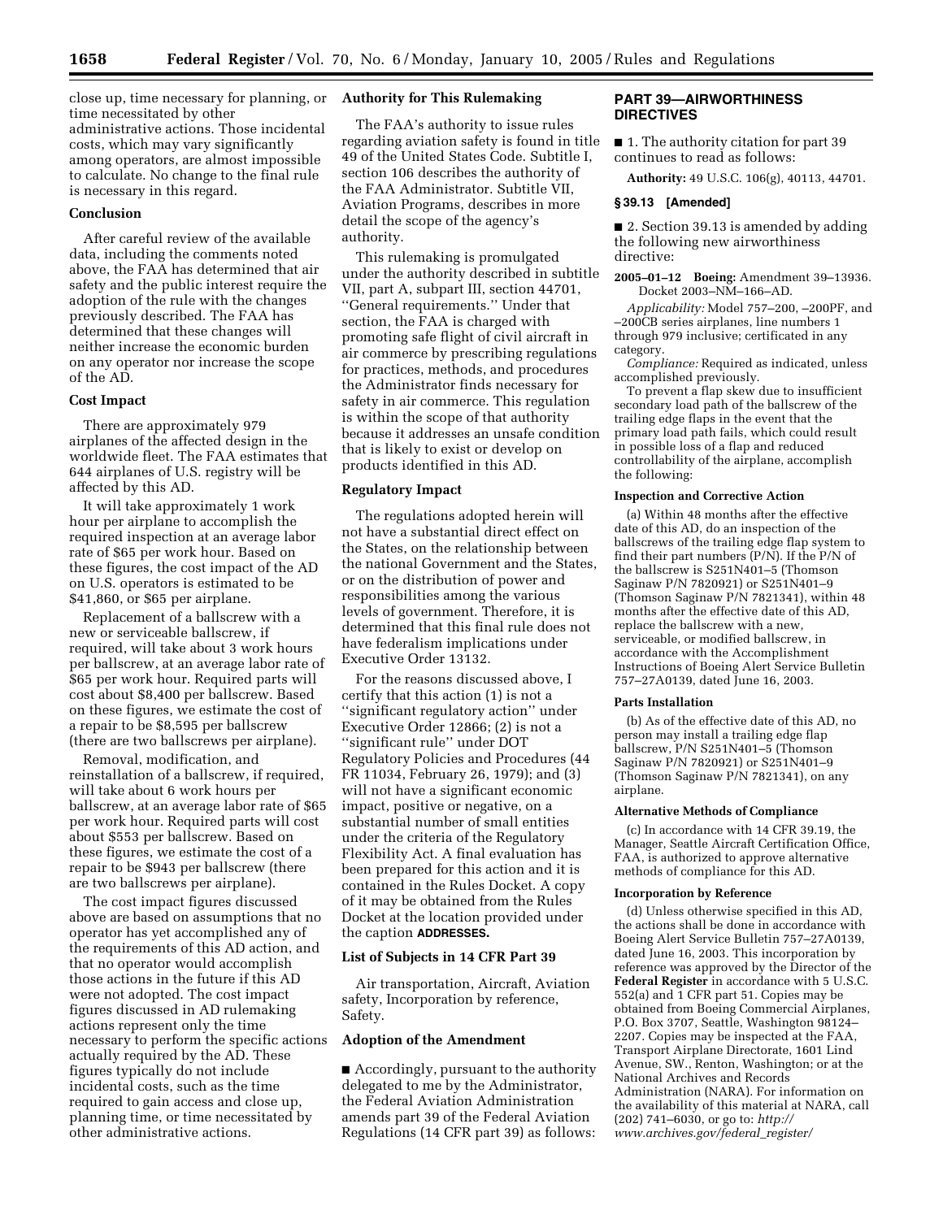close up, time necessary for planning, or time necessitated by other administrative actions. Those incidental costs, which may vary significantly among operators, are almost impossible to calculate. No change to the final rule is necessary in this regard.

**Conclusion**

After careful review of the available data, including the comments noted above, the FAA has determined that air safety and the public interest require the adoption of the rule with the changes previously described. The FAA has determined that these changes will neither increase the economic burden on any operator nor increase the scope of the AD.

**Cost Impact**

There are approximately 979 airplanes of the affected design in the worldwide fleet. The FAA estimates that 644 airplanes of U.S. registry will be affected by this AD.

It will take approximately 1 work hour per airplane to accomplish the required inspection at an average labor rate of $65 per work hour. Based on these figures, the cost impact of the AD on U.S. operators is estimated to be $41,860, or $65 per airplane.

Replacement of a ballscrew with a new or serviceable ballscrew, if required, will take about 3 work hours per ballscrew, at an average labor rate of $65 per work hour. Required parts will cost about $8,400 per ballscrew. Based on these figures, we estimate the cost of a repair to be $8,595 per ballscrew (there are two ballscrews per airplane).

Removal, modification, and reinstallation of a ballscrew, if required, will take about 6 work hours per ballscrew, at an average labor rate of $65 per work hour. Required parts will cost about $553 per ballscrew. Based on these figures, we estimate the cost of a repair to be $943 per ballscrew (there are two ballscrews per airplane).

The cost impact figures discussed above are based on assumptions that no operator has yet accomplished any of the requirements of this AD action, and that no operator would accomplish those actions in the future if this AD were not adopted. The cost impact figures discussed in AD rulemaking actions represent only the time necessary to perform the specific actions actually required by the AD. These figures typically do not include incidental costs, such as the time required to gain access and close up, planning time, or time necessitated by other administrative actions.

**Authority for This Rulemaking**

The FAA's authority to issue rules regarding aviation safety is found in title 49 of the United States Code. Subtitle I, section 106 describes the authority of the FAA Administrator. Subtitle VII, Aviation Programs, describes in more detail the scope of the agency's authority.

This rulemaking is promulgated under the authority described in subtitle VII, part A, subpart III, section 44701, ''General requirements.'' Under that section, the FAA is charged with promoting safe flight of civil aircraft in air commerce by prescribing regulations for practices, methods, and procedures the Administrator finds necessary for safety in air commerce. This regulation is within the scope of that authority because it addresses an unsafe condition that is likely to exist or develop on products identified in this AD.

**Regulatory Impact**

The regulations adopted herein will not have a substantial direct effect on the States, on the relationship between the national Government and the States, or on the distribution of power and responsibilities among the various levels of government. Therefore, it is determined that this final rule does not have federalism implications under Executive Order 13132.

For the reasons discussed above, I certify that this action (1) is not a ''significant regulatory action'' under Executive Order 12866; (2) is not a ''significant rule'' under DOT Regulatory Policies and Procedures (44 FR 11034, February 26, 1979); and (3) will not have a significant economic impact, positive or negative, on a substantial number of small entities under the criteria of the Regulatory Flexibility Act. A final evaluation has been prepared for this action and it is contained in the Rules Docket. A copy of it may be obtained from the Rules Docket at the location provided under the caption **ADDRESSES.**

**List of Subjects in 14 CFR Part 39**

Air transportation, Aircraft, Aviation safety, Incorporation by reference, Safety.

**Adoption of the Amendment**

■ Accordingly, pursuant to the authority delegated to me by the Administrator, the Federal Aviation Administration amends part 39 of the Federal Aviation Regulations (14 CFR part 39) as follows:

## PART 39—AIRWORTHINESS DIRECTIVES

■ 1. The authority citation for part 39 continues to read as follows:

**Authority:** 49 U.S.C. 106(g), 40113, 44701.

### § 39.13 [Amended]

■ 2. Section 39.13 is amended by adding the following new airworthiness directive:

**2005–01–12 Boeing:** Amendment 39–13936. Docket 2003–NM–166–AD.

*Applicability:* Model 757–200, –200PF, and –200CB series airplanes, line numbers 1 through 979 inclusive; certificated in any category.

*Compliance:* Required as indicated, unless accomplished previously.

To prevent a flap skew due to insufficient secondary load path of the ballscrew of the trailing edge flaps in the event that the primary load path fails, which could result in possible loss of a flap and reduced controllability of the airplane, accomplish the following:

**Inspection and Corrective Action**

(a) Within 48 months after the effective date of this AD, do an inspection of the ballscrews of the trailing edge flap system to find their part numbers (P/N). If the P/N of the ballscrew is S251N401–5 (Thomson Saginaw P/N 7820921) or S251N401–9 (Thomson Saginaw P/N 7821341), within 48 months after the effective date of this AD, replace the ballscrew with a new, serviceable, or modified ballscrew, in accordance with the Accomplishment Instructions of Boeing Alert Service Bulletin 757–27A0139, dated June 16, 2003.

**Parts Installation**

(b) As of the effective date of this AD, no person may install a trailing edge flap ballscrew, P/N S251N401–5 (Thomson Saginaw P/N 7820921) or S251N401–9 (Thomson Saginaw P/N 7821341), on any airplane.

**Alternative Methods of Compliance**

(c) In accordance with 14 CFR 39.19, the Manager, Seattle Aircraft Certification Office, FAA, is authorized to approve alternative methods of compliance for this AD.

**Incorporation by Reference**

(d) Unless otherwise specified in this AD, the actions shall be done in accordance with Boeing Alert Service Bulletin 757–27A0139, dated June 16, 2003. This incorporation by reference was approved by the Director of the **Federal Register** in accordance with 5 U.S.C. 552(a) and 1 CFR part 51. Copies may be obtained from Boeing Commercial Airplanes, P.O. Box 3707, Seattle, Washington 98124–2207. Copies may be inspected at the FAA, Transport Airplane Directorate, 1601 Lind Avenue, SW., Renton, Washington; or at the National Archives and Records Administration (NARA). For information on the availability of this material at NARA, call (202) 741–6030, or go to: *http://www.archives.gov/federal_register/*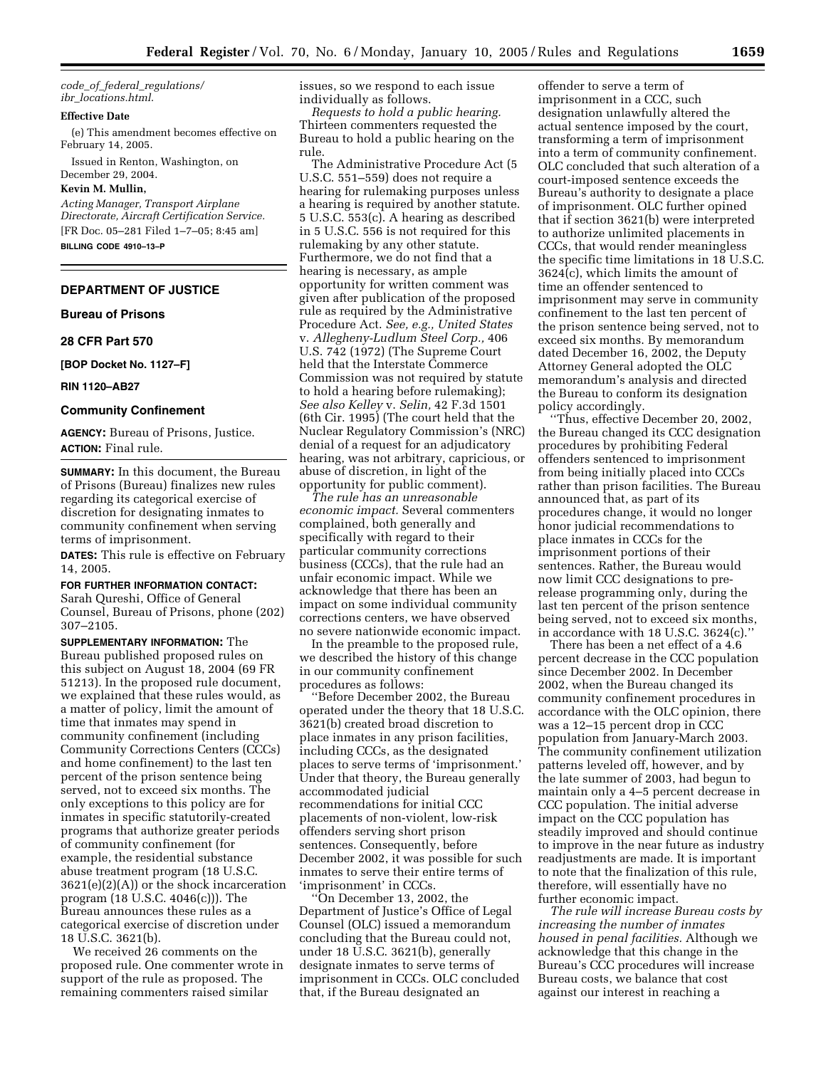*code_of_federal_regulations/ibr_locations.html.*

**Effective Date**

(e) This amendment becomes effective on February 14, 2005.

Issued in Renton, Washington, on December 29, 2004.

**Kevin M. Mullin,**

*Acting Manager, Transport Airplane Directorate, Aircraft Certification Service.*

[FR Doc. 05–281 Filed 1–7–05; 8:45 am]

**BILLING CODE 4910–13–P**

---

## DEPARTMENT OF JUSTICE

### Bureau of Prisons

### 28 CFR Part 570

**[BOP Docket No. 1127–F]**

**RIN 1120–AB27**

### Community Confinement

**AGENCY:** Bureau of Prisons, Justice.

**ACTION:** Final rule.

**SUMMARY:** In this document, the Bureau of Prisons (Bureau) finalizes new rules regarding its categorical exercise of discretion for designating inmates to community confinement when serving terms of imprisonment.

**DATES:** This rule is effective on February 14, 2005.

**FOR FURTHER INFORMATION CONTACT:** Sarah Qureshi, Office of General Counsel, Bureau of Prisons, phone (202) 307–2105.

**SUPPLEMENTARY INFORMATION:** The Bureau published proposed rules on this subject on August 18, 2004 (69 FR 51213). In the proposed rule document, we explained that these rules would, as a matter of policy, limit the amount of time that inmates may spend in community confinement (including Community Corrections Centers (CCCs) and home confinement) to the last ten percent of the prison sentence being served, not to exceed six months. The only exceptions to this policy are for inmates in specific statutorily-created programs that authorize greater periods of community confinement (for example, the residential substance abuse treatment program (18 U.S.C. 3621(e)(2)(A)) or the shock incarceration program (18 U.S.C. 4046(c))). The Bureau announces these rules as a categorical exercise of discretion under 18 U.S.C. 3621(b).

We received 26 comments on the proposed rule. One commenter wrote in support of the rule as proposed. The remaining commenters raised similar issues, so we respond to each issue individually as follows.

*Requests to hold a public hearing.* Thirteen commenters requested the Bureau to hold a public hearing on the rule.

The Administrative Procedure Act (5 U.S.C. 551–559) does not require a hearing for rulemaking purposes unless a hearing is required by another statute. 5 U.S.C. 553(c). A hearing as described in 5 U.S.C. 556 is not required for this rulemaking by any other statute. Furthermore, we do not find that a hearing is necessary, as ample opportunity for written comment was given after publication of the proposed rule as required by the Administrative Procedure Act. *See, e.g., United States* v. *Allegheny-Ludlum Steel Corp.,* 406 U.S. 742 (1972) (The Supreme Court held that the Interstate Commerce Commission was not required by statute to hold a hearing before rulemaking); *See also Kelley* v. *Selin,* 42 F.3d 1501 (6th Cir. 1995) (The court held that the Nuclear Regulatory Commission's (NRC) denial of a request for an adjudicatory hearing, was not arbitrary, capricious, or abuse of discretion, in light of the opportunity for public comment).

*The rule has an unreasonable economic impact.* Several commenters complained, both generally and specifically with regard to their particular community corrections business (CCCs), that the rule had an unfair economic impact. While we acknowledge that there has been an impact on some individual community corrections centers, we have observed no severe nationwide economic impact.

In the preamble to the proposed rule, we described the history of this change in our community confinement procedures as follows:

''Before December 2002, the Bureau operated under the theory that 18 U.S.C. 3621(b) created broad discretion to place inmates in any prison facilities, including CCCs, as the designated places to serve terms of 'imprisonment.' Under that theory, the Bureau generally accommodated judicial recommendations for initial CCC placements of non-violent, low-risk offenders serving short prison sentences. Consequently, before December 2002, it was possible for such inmates to serve their entire terms of 'imprisonment' in CCCs.

''On December 13, 2002, the Department of Justice's Office of Legal Counsel (OLC) issued a memorandum concluding that the Bureau could not, under 18 U.S.C. 3621(b), generally designate inmates to serve terms of imprisonment in CCCs. OLC concluded that, if the Bureau designated an offender to serve a term of imprisonment in a CCC, such designation unlawfully altered the actual sentence imposed by the court, transforming a term of imprisonment into a term of community confinement. OLC concluded that such alteration of a court-imposed sentence exceeds the Bureau's authority to designate a place of imprisonment. OLC further opined that if section 3621(b) were interpreted to authorize unlimited placements in CCCs, that would render meaningless the specific time limitations in 18 U.S.C. 3624(c), which limits the amount of time an offender sentenced to imprisonment may serve in community confinement to the last ten percent of the prison sentence being served, not to exceed six months. By memorandum dated December 16, 2002, the Deputy Attorney General adopted the OLC memorandum's analysis and directed the Bureau to conform its designation policy accordingly.

''Thus, effective December 20, 2002, the Bureau changed its CCC designation procedures by prohibiting Federal offenders sentenced to imprisonment from being initially placed into CCCs rather than prison facilities. The Bureau announced that, as part of its procedures change, it would no longer honor judicial recommendations to place inmates in CCCs for the imprisonment portions of their sentences. Rather, the Bureau would now limit CCC designations to pre-release programming only, during the last ten percent of the prison sentence being served, not to exceed six months, in accordance with 18 U.S.C. 3624(c).''

There has been a net effect of a 4.6 percent decrease in the CCC population since December 2002. In December 2002, when the Bureau changed its community confinement procedures in accordance with the OLC opinion, there was a 12–15 percent drop in CCC population from January-March 2003. The community confinement utilization patterns leveled off, however, and by the late summer of 2003, had begun to maintain only a 4–5 percent decrease in CCC population. The initial adverse impact on the CCC population has steadily improved and should continue to improve in the near future as industry readjustments are made. It is important to note that the finalization of this rule, therefore, will essentially have no further economic impact.

*The rule will increase Bureau costs by increasing the number of inmates housed in penal facilities.* Although we acknowledge that this change in the Bureau's CCC procedures will increase Bureau costs, we balance that cost against our interest in reaching a